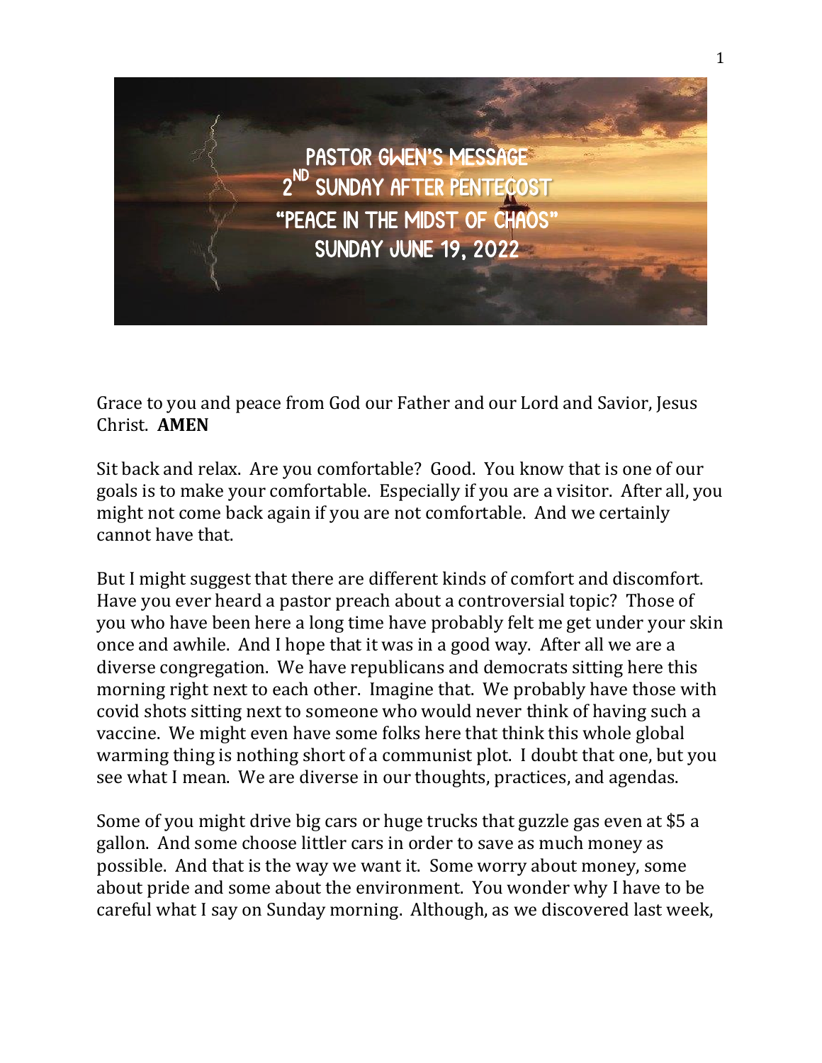# PASTOR GWEN'S MESSAGE
## 2ND SUNDAY AFTER PENTECOST
## "PEACE IN THE MIDST OF CHAOS"
## SUNDAY JUNE 19, 2022

Grace to you and peace from God our Father and our Lord and Savior, Jesus Christ. **AMEN**

Sit back and relax. Are you comfortable? Good. You know that is one of our goals is to make your comfortable. Especially if you are a visitor. After all, you might not come back again if you are not comfortable. And we certainly cannot have that.

But I might suggest that there are different kinds of comfort and discomfort. Have you ever heard a pastor preach about a controversial topic? Those of you who have been here a long time have probably felt me get under your skin once and awhile. And I hope that it was in a good way. After all we are a diverse congregation. We have republicans and democrats sitting here this morning right next to each other. Imagine that. We probably have those with covid shots sitting next to someone who would never think of having such a vaccine. We might even have some folks here that think this whole global warming thing is nothing short of a communist plot. I doubt that one, but you see what I mean. We are diverse in our thoughts, practices, and agendas.

Some of you might drive big cars or huge trucks that guzzle gas even at $5 a gallon. And some choose littler cars in order to save as much money as possible. And that is the way we want it. Some worry about money, some about pride and some about the environment. You wonder why I have to be careful what I say on Sunday morning. Although, as we discovered last week,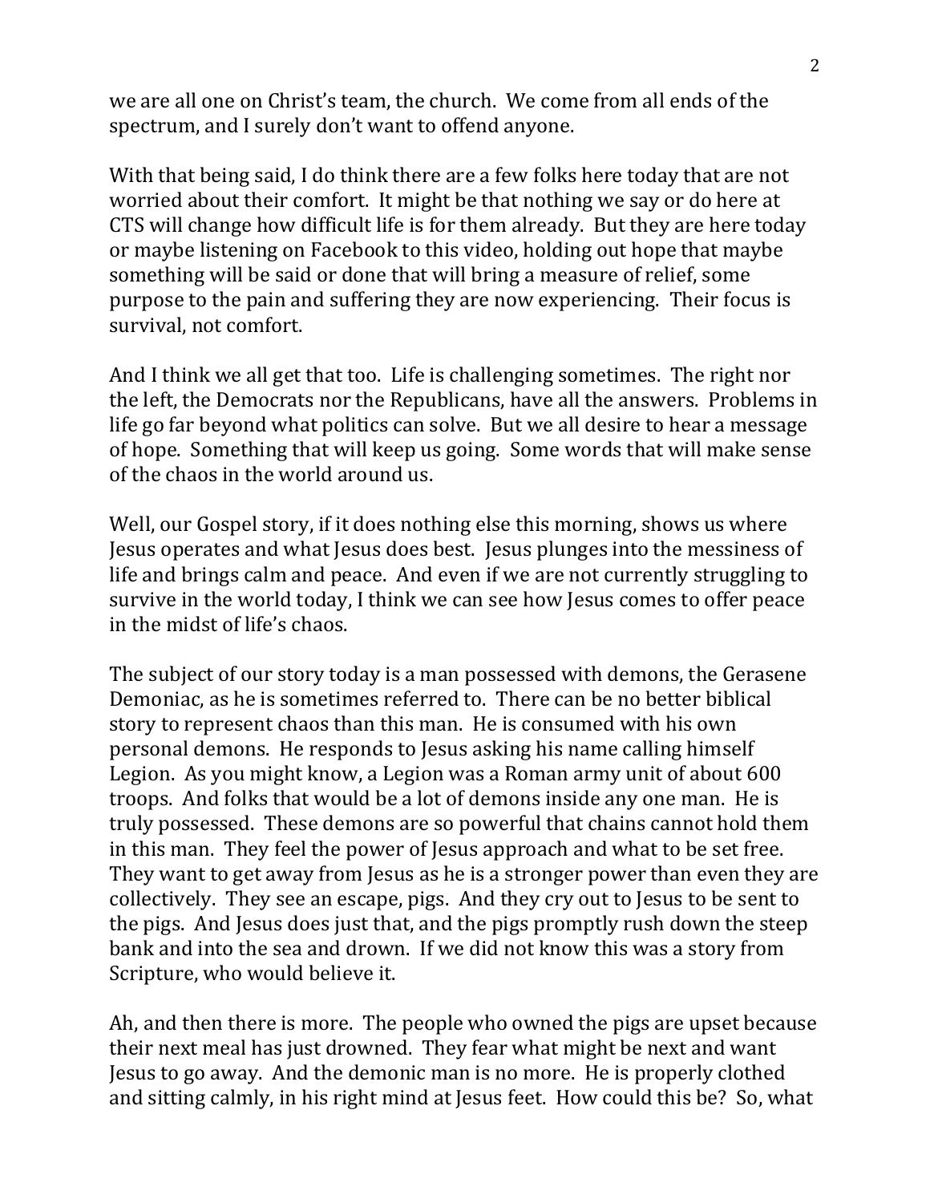we are all one on Christ's team, the church. We come from all ends of the spectrum, and I surely don't want to offend anyone.

With that being said, I do think there are a few folks here today that are not worried about their comfort. It might be that nothing we say or do here at CTS will change how difficult life is for them already. But they are here today or maybe listening on Facebook to this video, holding out hope that maybe something will be said or done that will bring a measure of relief, some purpose to the pain and suffering they are now experiencing. Their focus is survival, not comfort.

And I think we all get that too. Life is challenging sometimes. The right nor the left, the Democrats nor the Republicans, have all the answers. Problems in life go far beyond what politics can solve. But we all desire to hear a message of hope. Something that will keep us going. Some words that will make sense of the chaos in the world around us.

Well, our Gospel story, if it does nothing else this morning, shows us where Jesus operates and what Jesus does best. Jesus plunges into the messiness of life and brings calm and peace. And even if we are not currently struggling to survive in the world today, I think we can see how Jesus comes to offer peace in the midst of life's chaos.

The subject of our story today is a man possessed with demons, the Gerasene Demoniac, as he is sometimes referred to. There can be no better biblical story to represent chaos than this man. He is consumed with his own personal demons. He responds to Jesus asking his name calling himself Legion. As you might know, a Legion was a Roman army unit of about 600 troops. And folks that would be a lot of demons inside any one man. He is truly possessed. These demons are so powerful that chains cannot hold them in this man. They feel the power of Jesus approach and what to be set free. They want to get away from Jesus as he is a stronger power than even they are collectively. They see an escape, pigs. And they cry out to Jesus to be sent to the pigs. And Jesus does just that, and the pigs promptly rush down the steep bank and into the sea and drown. If we did not know this was a story from Scripture, who would believe it.

Ah, and then there is more. The people who owned the pigs are upset because their next meal has just drowned. They fear what might be next and want Jesus to go away. And the demonic man is no more. He is properly clothed and sitting calmly, in his right mind at Jesus feet. How could this be? So, what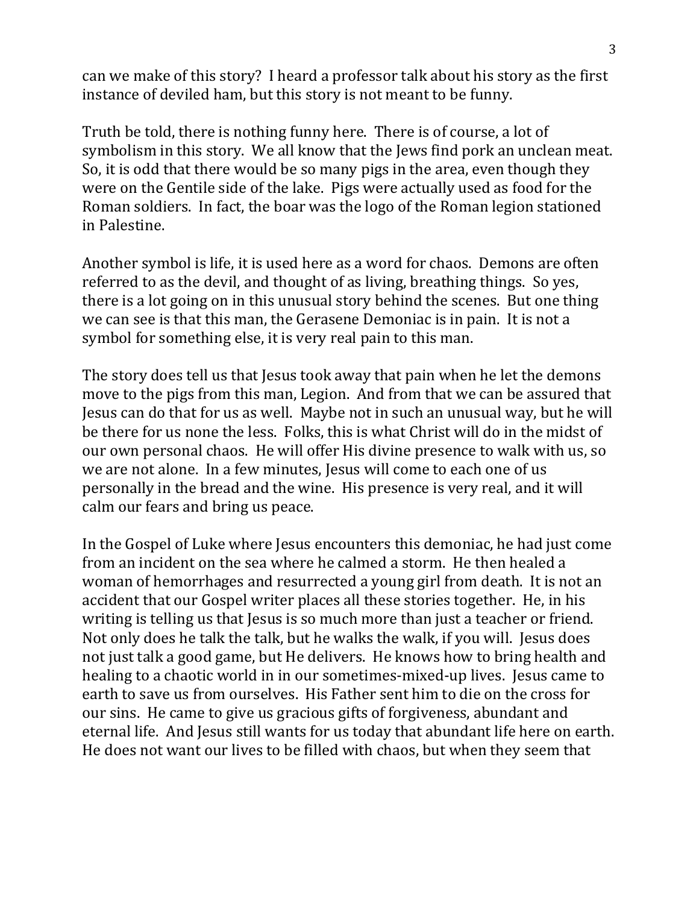can we make of this story? I heard a professor talk about his story as the first instance of deviled ham, but this story is not meant to be funny.

Truth be told, there is nothing funny here. There is of course, a lot of symbolism in this story. We all know that the Jews find pork an unclean meat. So, it is odd that there would be so many pigs in the area, even though they were on the Gentile side of the lake. Pigs were actually used as food for the Roman soldiers. In fact, the boar was the logo of the Roman legion stationed in Palestine.

Another symbol is life, it is used here as a word for chaos. Demons are often referred to as the devil, and thought of as living, breathing things. So yes, there is a lot going on in this unusual story behind the scenes. But one thing we can see is that this man, the Gerasene Demoniac is in pain. It is not a symbol for something else, it is very real pain to this man.

The story does tell us that Jesus took away that pain when he let the demons move to the pigs from this man, Legion. And from that we can be assured that Jesus can do that for us as well. Maybe not in such an unusual way, but he will be there for us none the less. Folks, this is what Christ will do in the midst of our own personal chaos. He will offer His divine presence to walk with us, so we are not alone. In a few minutes, Jesus will come to each one of us personally in the bread and the wine. His presence is very real, and it will calm our fears and bring us peace.

In the Gospel of Luke where Jesus encounters this demoniac, he had just come from an incident on the sea where he calmed a storm. He then healed a woman of hemorrhages and resurrected a young girl from death. It is not an accident that our Gospel writer places all these stories together. He, in his writing is telling us that Jesus is so much more than just a teacher or friend. Not only does he talk the talk, but he walks the walk, if you will. Jesus does not just talk a good game, but He delivers. He knows how to bring health and healing to a chaotic world in in our sometimes-mixed-up lives. Jesus came to earth to save us from ourselves. His Father sent him to die on the cross for our sins. He came to give us gracious gifts of forgiveness, abundant and eternal life. And Jesus still wants for us today that abundant life here on earth. He does not want our lives to be filled with chaos, but when they seem that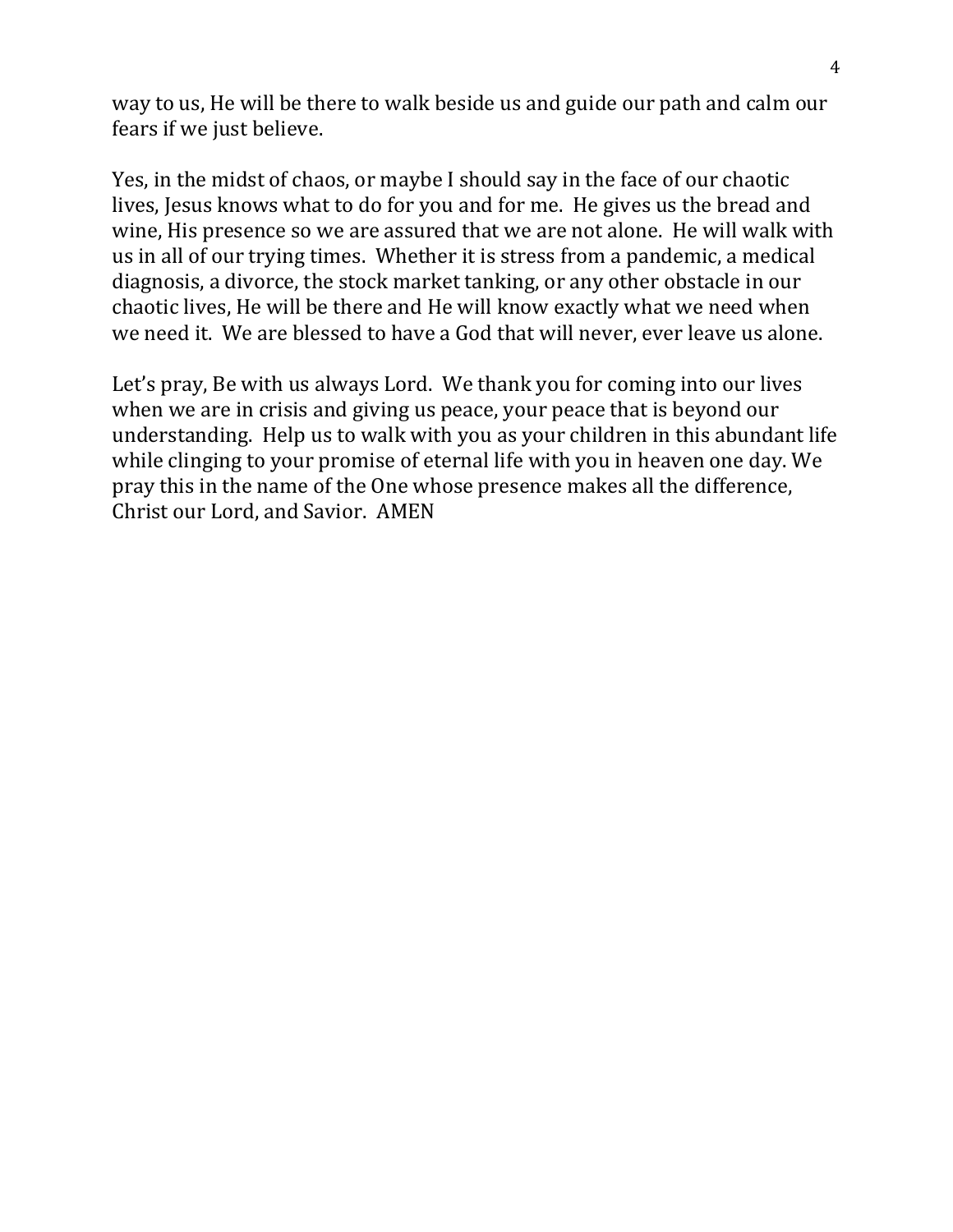way to us, He will be there to walk beside us and guide our path and calm our fears if we just believe.

Yes, in the midst of chaos, or maybe I should say in the face of our chaotic lives, Jesus knows what to do for you and for me. He gives us the bread and wine, His presence so we are assured that we are not alone. He will walk with us in all of our trying times. Whether it is stress from a pandemic, a medical diagnosis, a divorce, the stock market tanking, or any other obstacle in our chaotic lives, He will be there and He will know exactly what we need when we need it. We are blessed to have a God that will never, ever leave us alone.

Let's pray, Be with us always Lord. We thank you for coming into our lives when we are in crisis and giving us peace, your peace that is beyond our understanding. Help us to walk with you as your children in this abundant life while clinging to your promise of eternal life with you in heaven one day. We pray this in the name of the One whose presence makes all the difference, Christ our Lord, and Savior. AMEN